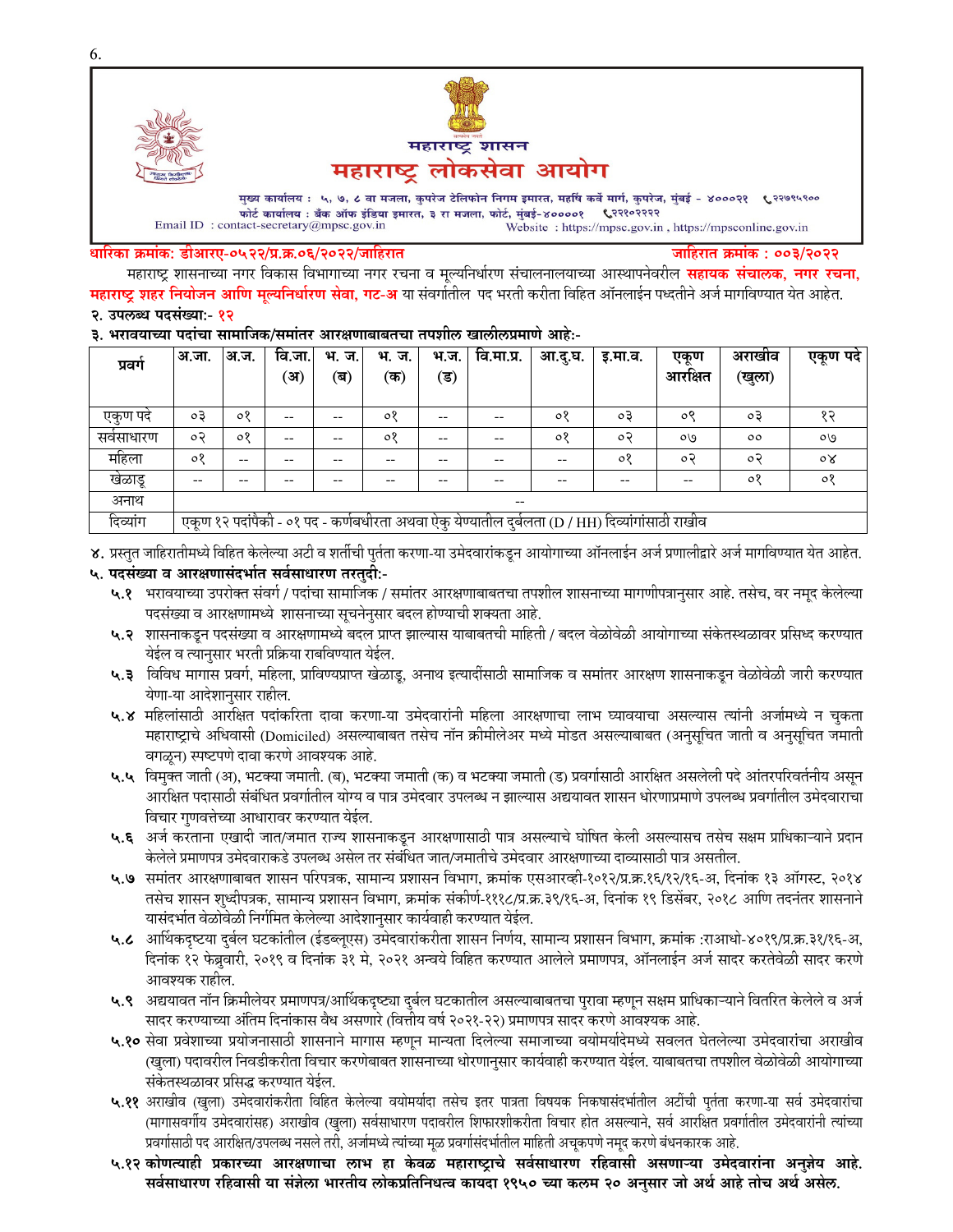महाराष्ट्र शासन

# महाराष्ट्र लोकसेवा आयोग

मुख्य कार्यालय : ५, ७, ८ वा मजला, कुपरेज टेलिफोन निगम इमारत, महर्षि कर्वे मार्ग, कुपरेज, मुंबई - ४०००२१ ☎ २२७९५९००
फोर्ट कार्यालय : बँक ऑफ इंडिया इमारत, ३ रा मजला, फोर्ट, मुंबई-४००००१ ☎ २२१०२२२२
Email ID : contact-secretary@mpsc.gov.in
Website : https://mpsc.gov.in , https://mpsconline.gov.in

**धारिका क्रमांक: डीआरए-०५२२/प्र.क्र.०६/२०२२/जाहिरात** **जाहिरात क्रमांक : ००३/२०२२**

महाराष्ट्र शासनाच्या नगर विकास विभागाच्या नगर रचना व मूल्यनिर्धारण संचालनालयाच्या आस्थापनेवरील **सहायक संचालक, नगर रचना, महाराष्ट्र शहर नियोजन आणि मूल्यनिर्धारण सेवा, गट-अ** या संवर्गातील पद भरती करीता विहित ऑनलाईन पध्दतीने अर्ज मागविण्यात येत आहेत.

**२. उपलब्ध पदसंख्या:- १२**

**३. भरावयाच्या पदांचा सामाजिक/समांतर आरक्षणाबाबतचा तपशील खालीलप्रमाणे आहे:-**

| प्रवर्ग | अ.जा. | अ.ज. | वि.जा. (अ) | भ. ज. (ब) | भ. ज. (क) | भ.ज. (ड) | वि.मा.प्र. | आ.दु.घ. | इ.मा.व. | एकुण आरक्षित | अराखीव (खुला) | एकुण पदे |
|---|---|---|---|---|---|---|---|---|---|---|---|---|
| एकुण पदे | ०३ | ०१ | -- | -- | ०१ | -- | -- | ०१ | ०३ | ०९ | ०३ | १२ |
| सर्वसाधारण | ०२ | ०१ | -- | -- | ०१ | -- | -- | ०१ | ०२ | ०७ | ०० | ०७ |
| महिला | ०१ | -- | -- | -- | -- | -- | -- | -- | ०१ | ०२ | ०२ | ०४ |
| खेळाडू | -- | -- | -- | -- | -- | -- | -- | -- | -- | -- | ०१ | ०१ |
| अनाथ | -- | | | | | | | | | | | |
| दिव्यांग | एकूण १२ पदांपैकी - ०१ पद - कर्णबधीरता अथवा ऐकु येण्यातील दुर्बलता (D / HH) दिव्यांगांसाठी राखीव | | | | | | | | | | | |

४. प्रस्तुत जाहिरातीमध्ये विहित केलेल्या अटी व शर्तीची पुर्तता करणा-या उमेदवारांकडून आयोगाच्या ऑनलाईन अर्ज प्रणालीद्वारे अर्ज मागविण्यात येत आहेत.

**५. पदसंख्या व आरक्षणासंदर्भात सर्वसाधारण तरतुदी:-**

**५.१** भरावयाच्या उपरोक्त संवर्ग / पदांचा सामाजिक / समांतर आरक्षणाबाबतचा तपशील शासनाच्या मागणीपत्रानुसार आहे. तसेच, वर नमूद केलेल्या पदसंख्या व आरक्षणामध्ये शासनाच्या सूचनेनुसार बदल होण्याची शक्यता आहे.

**५.२** शासनाकडून पदसंख्या व आरक्षणामध्ये बदल प्राप्त झाल्यास याबाबतची माहिती / बदल वेळोवेळी आयोगाच्या संकेतस्थळावर प्रसिध्द करण्यात येईल व त्यानुसार भरती प्रक्रिया राबविण्यात येईल.

**५.३** विविध मागास प्रवर्ग, महिला, प्राविण्यप्राप्त खेळाडू, अनाथ इत्यादींसाठी सामाजिक व समांतर आरक्षण शासनाकडून वेळोवेळी जारी करण्यात येणा-या आदेशानुसार राहील.

**५.४** महिलांसाठी आरक्षित पदांकरिता दावा करणा-या उमेदवारांनी महिला आरक्षणाचा लाभ घ्यावयाचा असल्यास त्यांनी अर्जामध्ये न चुकता महाराष्ट्राचे अधिवासी (Domiciled) असल्याबाबत तसेच नॉन क्रीमीलेअर मध्ये मोडत असल्याबाबत (अनुसूचित जाती व अनुसूचित जमाती वगळून) स्पष्टपणे दावा करणे आवश्यक आहे.

**५.५** विमुक्त जाती (अ), भटक्या जमाती. (ब), भटक्या जमाती (क) व भटक्या जमाती (ड) प्रवर्गासाठी आरक्षित असलेली पदे आंतरपरिवर्तनीय असून आरक्षित पदासाठी संबंधित प्रवर्गातील योग्य व पात्र उमेदवार उपलब्ध न झाल्यास अद्ययावत शासन धोरणाप्रमाणे उपलब्ध प्रवर्गातील उमेदवाराचा विचार गुणवत्तेच्या आधारावर करण्यात येईल.

**५.६** अर्ज करताना एखादी जात/जमात राज्य शासनाकडून आरक्षणासाठी पात्र असल्याचे घोषित केली असल्यासच तसेच सक्षम प्राधिकाऱ्याने प्रदान केलेले प्रमाणपत्र उमेदवाराकडे उपलब्ध असेल तर संबंधित जात/जमातीचे उमेदवार आरक्षणाच्या दाव्यासाठी पात्र असतील.

**५.७** समांतर आरक्षणाबाबत शासन परिपत्रक, सामान्य प्रशासन विभाग, क्रमांक एसआरव्ही-१०१२/प्र.क्र.१६/१२/१६-अ, दिनांक १३ ऑगस्ट, २०१४ तसेच शासन शुध्दीपत्रक, सामान्य प्रशासन विभाग, क्रमांक संकीर्ण-१११८/प्र.क्र.३९/१६-अ, दिनांक १९ डिसेंबर, २०१८ आणि तदनंतर शासनाने यासंदर्भात वेळोवेळी निर्गमित केलेल्या आदेशानुसार कार्यवाही करण्यात येईल.

**५.८** आर्थिकदृष्टया दुर्बल घटकांतील (ईडब्लूएस) उमेदवारांकरीता शासन निर्णय, सामान्य प्रशासन विभाग, क्रमांक :राआधो-४०१९/प्र.क्र.३१/१६-अ, दिनांक १२ फेब्रुवारी, २०१९ व दिनांक ३१ मे, २०२१ अन्वये विहित करण्यात आलेले प्रमाणपत्र, ऑनलाईन अर्ज सादर करतेवेळी सादर करणे आवश्यक राहील.

**५.९** अद्ययावत नॉन क्रिमीलेयर प्रमाणपत्र/आर्थिकदृष्ट्या दुर्बल घटकातील असल्याबाबतचा पुरावा म्हणून सक्षम प्राधिकाऱ्याने वितरित केलेले व अर्ज सादर करण्याच्या अंतिम दिनांकास वैध असणारे (वित्तीय वर्ष २०२१-२२) प्रमाणपत्र सादर करणे आवश्यक आहे.

**५.१०** सेवा प्रवेशाच्या प्रयोजनासाठी शासनाने मागास म्हणून मान्यता दिलेल्या समाजाच्या वयोमर्यादेमध्ये सवलत घेतलेल्या उमेदवारांचा अराखीव (खुला) पदावरील निवडीकरीता विचार करणेबाबत शासनाच्या धोरणानुसार कार्यवाही करण्यात येईल. याबाबतचा तपशील वेळोवेळी आयोगाच्या संकेतस्थळावर प्रसिद्ध करण्यात येईल.

**५.११** अराखीव (खुला) उमेदवारांकरीता विहित केलेल्या वयोमर्यादा तसेच इतर पात्रता विषयक निकषासंदर्भातील अटींची पुर्तता करणा-या सर्व उमेदवारांचा (मागासवर्गीय उमेदवारांसह) अराखीव (खुला) सर्वसाधारण पदावरील शिफारशीकरीता विचार होत असल्याने, सर्व आरक्षित प्रवर्गातील उमेदवारांनी त्यांच्या प्रवर्गासाठी पद आरक्षित/उपलब्ध नसले तरी, अर्जामध्ये त्यांच्या मूळ प्रवर्गासंदर्भातील माहिती अचूकपणे नमूद करणे बंधनकारक आहे.

**५.१२ कोणत्याही प्रकारच्या आरक्षणाचा लाभ हा केवळ महाराष्ट्राचे सर्वसाधारण रहिवासी असणाऱ्या उमेदवारांना अनुज्ञेय आहे. सर्वसाधारण रहिवासी या संज्ञेला भारतीय लोकप्रतिनिधत्व कायदा १९५० च्या कलम २० अनुसार जो अर्थ आहे तोच अर्थ असेल.**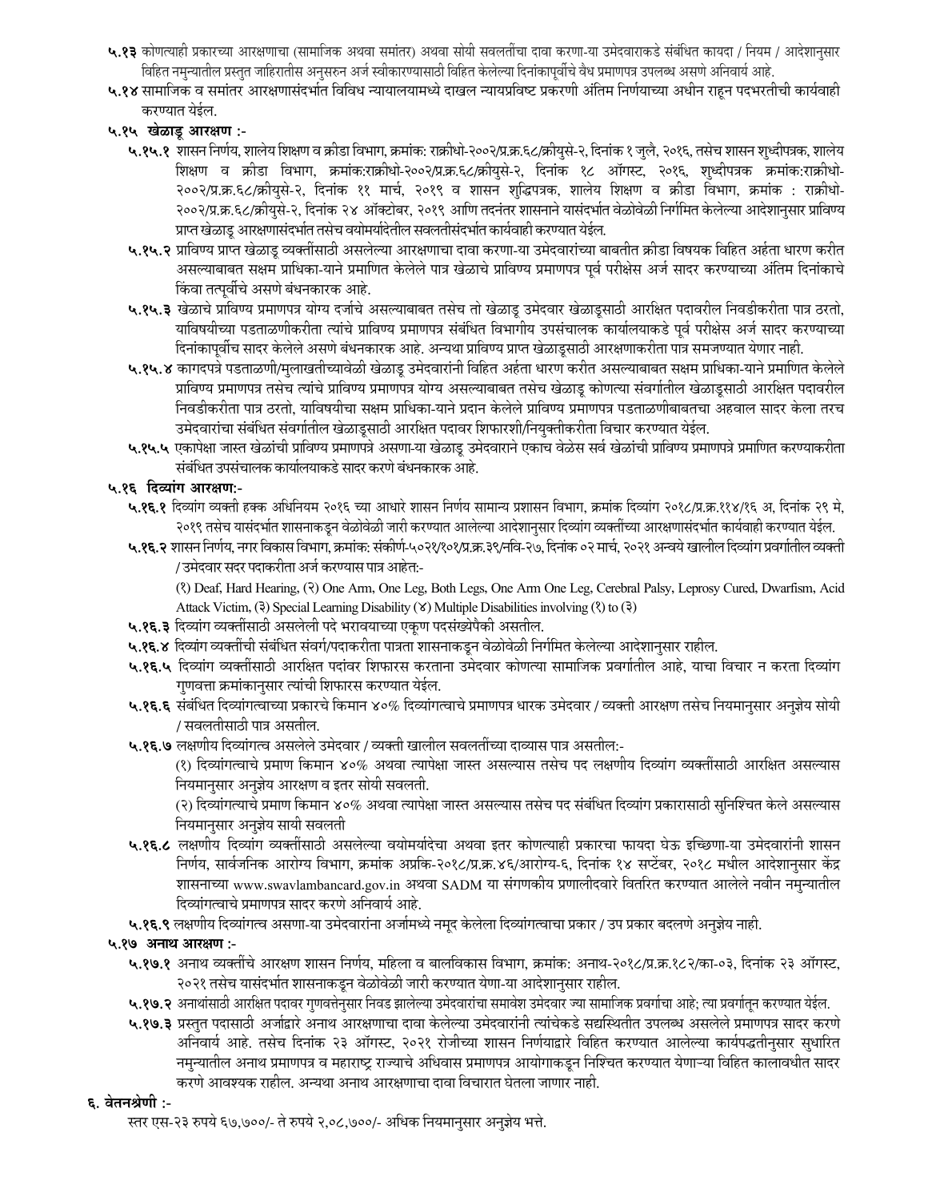**५.१३** कोणत्याही प्रकारच्या आरक्षणाचा (सामाजिक अथवा समांतर) अथवा सोयी सवलतींचा दावा करणा-या उमेदवाराकडे संबंधित कायदा / नियम / आदेशानुसार विहित नमुन्यातील प्रस्तुत जाहिरातीस अनुसरुन अर्ज स्वीकारण्यासाठी विहित केलेल्या दिनांकापूर्वीचे वैध प्रमाणपत्र उपलब्ध असणे अनिवार्य आहे.

**५.१४** सामाजिक व समांतर आरक्षणासंदर्भात विविध न्यायालयामध्ये दाखल न्यायप्रविष्ट प्रकरणी अंतिम निर्णयाच्या अधीन राहून पदभरतीची कार्यवाही करण्यात येईल.

**५.१५ खेळाडू आरक्षण :-**

**५.१५.१** शासन निर्णय, शालेय शिक्षण व क्रीडा विभाग, क्रमांक: राक्रीधो-२००२/प्र.क्र.६८/क्रीयुसे-२, दिनांक १ जुलै, २०१६, तसेच शासन शुध्दीपत्रक, शालेय शिक्षण व क्रीडा विभाग, क्रमांक:राक्रीधो-२००२/प्र.क्र.६८/क्रीयुसे-२, दिनांक १८ ऑगस्ट, २०१६, शुध्दीपत्रक क्रमांक:राक्रीधो-२००२/प्र.क्र.६८/क्रीयुसे-२, दिनांक ११ मार्च, २०१९ व शासन शुद्धिपत्रक, शालेय शिक्षण व क्रीडा विभाग, क्रमांक : राक्रीधो-२००२/प्र.क्र.६८/क्रीयुसे-२, दिनांक २४ ऑक्टोबर, २०१९ आणि तदनंतर शासनाने यासंदर्भात वेळोवेळी निर्गमित केलेल्या आदेशानुसार प्राविण्य प्राप्त खेळाडू आरक्षणासंदर्भात तसेच वयोमर्यादेतील सवलतीसंदर्भात कार्यवाही करण्यात येईल.

**५.१५.२** प्राविण्य प्राप्त खेळाडू व्यक्तींसाठी असलेल्या आरक्षणाचा दावा करणा-या उमेदवारांच्या बाबतीत क्रीडा विषयक विहित अर्हता धारण करीत असल्याबाबत सक्षम प्राधिका-याने प्रमाणित केलेले पात्र खेळाचे प्राविण्य प्रमाणपत्र पूर्व परीक्षेस अर्ज सादर करण्याच्या अंतिम दिनांकाचे किंवा तत्पूर्वीचे असणे बंधनकारक आहे.

**५.१५.३** खेळाचे प्राविण्य प्रमाणपत्र योग्य दर्जाचे असल्याबाबत तसेच तो खेळाडू उमेदवार खेळाडूसाठी आरक्षित पदावरील निवडीकरीता पात्र ठरतो, याविषयीच्या पडताळणीकरीता त्यांचे प्राविण्य प्रमाणपत्र संबंधित विभागीय उपसंचालक कार्यालयाकडे पूर्व परीक्षेस अर्ज सादर करण्याच्या दिनांकापूर्वीच सादर केलेले असणे बंधनकारक आहे. अन्यथा प्राविण्य प्राप्त खेळाडूसाठी आरक्षणाकरीता पात्र समजण्यात येणार नाही.

**५.१५.४** कागदपत्रे पडताळणी/मुलाखतीच्यावेळी खेळाडू उमेदवारांनी विहित अर्हता धारण करीत असल्याबाबत सक्षम प्राधिका-याने प्रमाणित केलेले प्राविण्य प्रमाणपत्र तसेच त्यांचे प्राविण्य प्रमाणपत्र योग्य असल्याबाबत तसेच खेळाडू कोणत्या संवर्गातील खेळाडूसाठी आरक्षित पदावरील निवडीकरीता पात्र ठरतो, याविषयीचा सक्षम प्राधिका-याने प्रदान केलेले प्राविण्य प्रमाणपत्र पडताळणीबाबतचा अहवाल सादर केला तरच उमेदवारांचा संबंधित संवर्गातील खेळाडूसाठी आरक्षित पदावर शिफारशी/नियुक्तीकरीता विचार करण्यात येईल.

**५.१५.५** एकापेक्षा जास्त खेळांची प्राविण्य प्रमाणपत्रे असणा-या खेळाडू उमेदवाराने एकाच वेळेस सर्व खेळांची प्राविण्य प्रमाणपत्रे प्रमाणित करण्याकरीता संबंधित उपसंचालक कार्यालयाकडे सादर करणे बंधनकारक आहे.

**५.१६ दिव्यांग आरक्षण:-**

**५.१६.१** दिव्यांग व्यक्ती हक्क अधिनियम २०१६ च्या आधारे शासन निर्णय सामान्य प्रशासन विभाग, क्रमांक दिव्यांग २०१८/प्र.क्र.११४/१६ अ, दिनांक २९ मे, २०१९ तसेच यासंदर्भात शासनाकडून वेळोवेळी जारी करण्यात आलेल्या आदेशानुसार दिव्यांग व्यक्तींच्या आरक्षणासंदर्भात कार्यवाही करण्यात येईल.

**५.१६.२** शासन निर्णय, नगर विकास विभाग, क्रमांक: संकीर्ण-५०२१/१०१/प्र.क्र.३९/नवि-२७, दिनांक ०२ मार्च, २०२१ अन्वये खालील दिव्यांग प्रवर्गातील व्यक्ती / उमेदवार सदर पदाकरीता अर्ज करण्यास पात्र आहेत:-

(१) Deaf, Hard Hearing, (२) One Arm, One Leg, Both Legs, One Arm One Leg, Cerebral Palsy, Leprosy Cured, Dwarfism, Acid Attack Victim, (३) Special Learning Disability (४) Multiple Disabilities involving (१) to (३)

**५.१६.३** दिव्यांग व्यक्तींसाठी असलेली पदे भरावयाच्या एकूण पदसंख्येपैकी असतील.

**५.१६.४** दिव्यांग व्यक्तींची संबंधित संवर्ग/पदाकरीता पात्रता शासनाकडून वेळोवेळी निर्गमित केलेल्या आदेशानुसार राहील.

**५.१६.५** दिव्यांग व्यक्तींसाठी आरक्षित पदांवर शिफारस करताना उमेदवार कोणत्या सामाजिक प्रवर्गातील आहे, याचा विचार न करता दिव्यांग गुणवत्ता क्रमांकानुसार त्यांची शिफारस करण्यात येईल.

**५.१६.६** संबंधित दिव्यांगत्वाच्या प्रकारचे किमान ४०% दिव्यांगत्वाचे प्रमाणपत्र धारक उमेदवार / व्यक्ती आरक्षण तसेच नियमानुसार अनुज्ञेय सोयी / सवलतीसाठी पात्र असतील.

**५.१६.७** लक्षणीय दिव्यांगत्व असलेले उमेदवार / व्यक्ती खालील सवलतींच्या दाव्यास पात्र असतील:-

(१) दिव्यांगत्वाचे प्रमाण किमान ४०% अथवा त्यापेक्षा जास्त असल्यास तसेच पद लक्षणीय दिव्यांग व्यक्तींसाठी आरक्षित असल्यास नियमानुसार अनुज्ञेय आरक्षण व इतर सोयी सवलती.

(२) दिव्यांगत्वाचे प्रमाण किमान ४०% अथवा त्यापेक्षा जास्त असल्यास तसेच पद संबंधित दिव्यांग प्रकारासाठी सुनिश्चित केले असल्यास नियमानुसार अनुज्ञेय सायी सवलती

**५.१६.८** लक्षणीय दिव्यांग व्यक्तींसाठी असलेल्या वयोमर्यादेचा अथवा इतर कोणत्याही प्रकारचा फायदा घेऊ इच्छिणा-या उमेदवारांनी शासन निर्णय, सार्वजनिक आरोग्य विभाग, क्रमांक अप्रकि-२०१८/प्र.क्र.४६/आरोग्य-६, दिनांक १४ सप्टेंबर, २०१८ मधील आदेशानुसार केंद्र शासनाच्या www.swavlambancard.gov.in अथवा SADM या संगणकीय प्रणालीदवारे वितरित करण्यात आलेले नवीन नमुन्यातील दिव्यांगत्वाचे प्रमाणपत्र सादर करणे अनिवार्य आहे.

**५.१६.९** लक्षणीय दिव्यांगत्व असणा-या उमेदवारांना अर्जामध्ये नमूद केलेला दिव्यांगत्वाचा प्रकार / उप प्रकार बदलणे अनुज्ञेय नाही.

**५.१७ अनाथ आरक्षण :-**

**५.१७.१** अनाथ व्यक्तींचे आरक्षण शासन निर्णय, महिला व बालविकास विभाग, क्रमांक: अनाथ-२०१८/प्र.क्र.१८२/का-०३, दिनांक २३ ऑगस्ट, २०२१ तसेच यासंदर्भात शासनाकडून वेळोवेळी जारी करण्यात येणा-या आदेशानुसार राहील.

**५.१७.२** अनाथांसाठी आरक्षित पदावर गुणवत्तेनुसार निवड झालेल्या उमेदवारांचा समावेश उमेदवार ज्या सामाजिक प्रवर्गाचा आहे; त्या प्रवर्गातून करण्यात येईल.

**५.१७.३** प्रस्तुत पदासाठी अर्जाद्वारे अनाथ आरक्षणाचा दावा केलेल्या उमेदवारांनी त्यांचेकडे सद्यस्थितीत उपलब्ध असलेले प्रमाणपत्र सादर करणे अनिवार्य आहे. तसेच दिनांक २३ ऑगस्ट, २०२१ रोजीच्या शासन निर्णयाद्वारे विहित करण्यात आलेल्या कार्यपद्धतीनुसार सुधारित नमुन्यातील अनाथ प्रमाणपत्र व महाराष्ट्र राज्याचे अधिवास प्रमाणपत्र आयोगाकडून निश्चित करण्यात येणाऱ्या विहित कालावधीत सादर करणे आवश्यक राहील. अन्यथा अनाथ आरक्षणाचा दावा विचारात घेतला जाणार नाही.

## ६. वेतनश्रेणी :-

स्तर एस-२३ रुपये ६७,७००/- ते रुपये २,०८,७००/- अधिक नियमानुसार अनुज्ञेय भत्ते.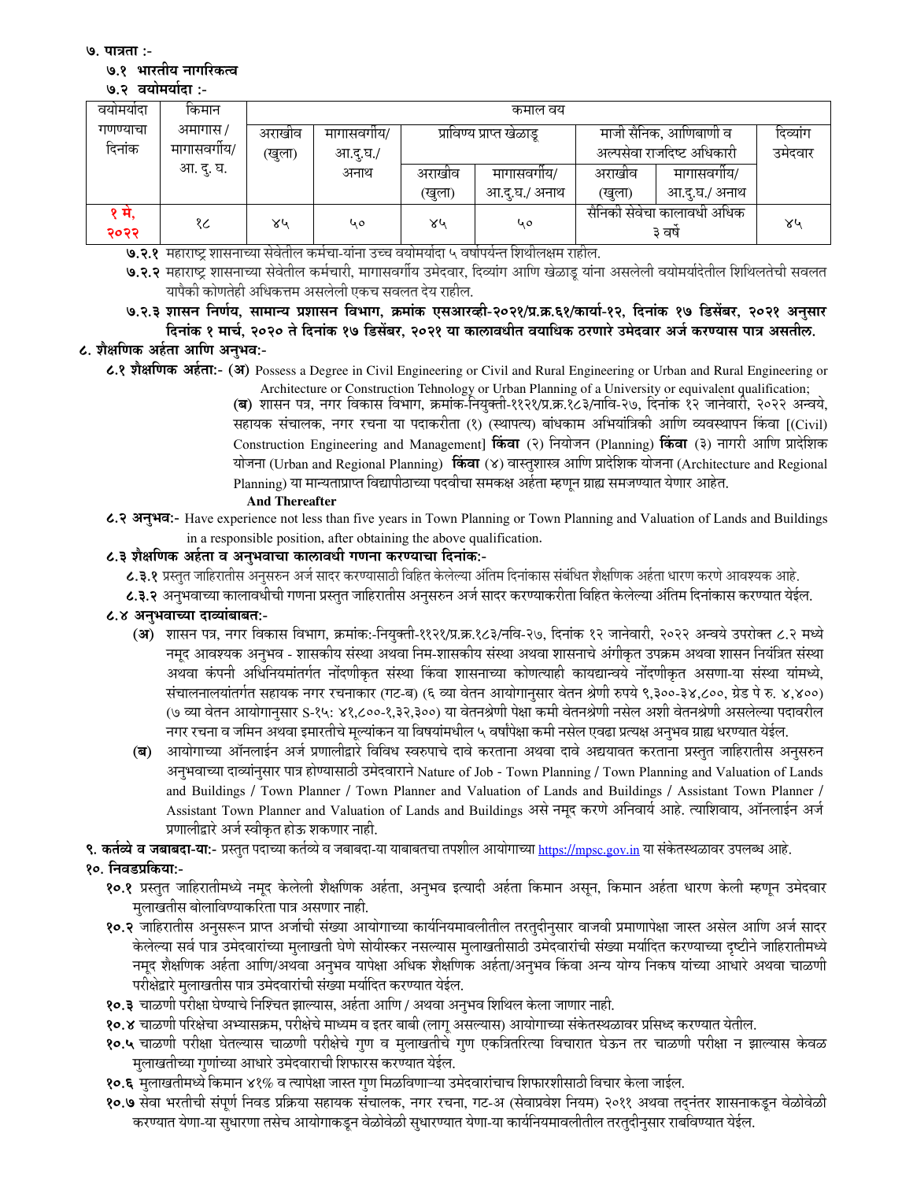**७. पात्रता :-**

**७.१ भारतीय नागरिकत्व**

**७.२ वयोमर्यादा :-**

| वयोमर्यादा गणण्याचा दिनांक | किमान अमागास / मागासवर्गीय/ आ. दु. घ. | कमाल वय | | | | | | |
|---|---|---|---|---|---|---|---|---|
| | | अराखीव (खुला) | मागासवर्गीय/ आ.दु.घ./ अनाथ | प्राविण्य प्राप्त खेळाडू | | माजी सैनिक, आणिबाणी व अल्पसेवा राजदिष्ट अधिकारी | | दिव्यांग उमेदवार |
| | | | | अराखीव (खुला) | मागासवर्गीय/ आ.दु.घ./ अनाथ | अराखीव (खुला) | मागासवर्गीय/ आ.दु.घ./ अनाथ | |
| १ मे, २०२२ | १८ | ४५ | ५० | ४५ | ५० | सैनिकी सेवेचा कालावधी अधिक ३ वर्षे | | ४५ |

**७.२.१** महाराष्ट्र शासनाच्या सेवेतील कर्मचा-यांना उच्च वयोमर्यादा ५ वर्षापर्यन्त शिथीलक्षम राहील.

**७.२.२** महाराष्ट्र शासनाच्या सेवेतील कर्मचारी, मागासवर्गीय उमेदवार, दिव्यांग आणि खेळाडू यांना असलेली वयोमर्यादेतील शिथिलतेची सवलत यापैकी कोणतेही अधिकत्तम असलेली एकच सवलत देय राहील.

**७.२.३ शासन निर्णय, सामान्य प्रशासन विभाग, क्रमांक एसआरव्ही-२०२१/प्र.क्र.६१/कार्या-१२, दिनांक १७ डिसेंबर, २०२१ अनुसार दिनांक १ मार्च, २०२० ते दिनांक १७ डिसेंबर, २०२१ या कालावधीत वयाधिक ठरणारे उमेदवार अर्ज करण्यास पात्र असतील.**

**८. शैक्षणिक अर्हता आणि अनुभव:-**

**८.१ शैक्षणिक अर्हता:- (अ)** Possess a Degree in Civil Engineering or Civil and Rural Engineering or Urban and Rural Engineering or Architecture or Construction Tehnology or Urban Planning of a University or equivalent qualification;

**(ब)** शासन पत्र, नगर विकास विभाग, क्रमांक-नियुक्ती-११२१/प्र.क्र.१८३/नवि-२७, दिनांक १२ जानेवारी, २०२२ अन्वये, सहायक संचालक, नगर रचना या पदाकरीता (१) (स्थापत्य) बांधकाम अभियांत्रिकी आणि व्यवस्थापन किंवा [(Civil) Construction Engineering and Management] **किंवा** (२) नियोजन (Planning) **किंवा** (३) नागरी आणि प्रादेशिक योजना (Urban and Regional Planning) **किंवा** (४) वास्तुशास्त्र आणि प्रादेशिक योजना (Architecture and Regional Planning) या मान्यताप्राप्त विद्यापीठाच्या पदवीचा समकक्ष अर्हता म्हणून ग्राह्य समजण्यात येणार आहेत.

**And Thereafter**

**८.२ अनुभव:-** Have experience not less than five years in Town Planning or Town Planning and Valuation of Lands and Buildings in a responsible position, after obtaining the above qualification.

**८.३ शैक्षणिक अर्हता व अनुभवाचा कालावधी गणना करण्याचा दिनांक:-**

**८.३.१** प्रस्तुत जाहिरातीस अनुसरुन अर्ज सादर करण्यासाठी विहित केलेल्या अंतिम दिनांकास संबंधित शैक्षणिक अर्हता धारण करणे आवश्यक आहे.

**८.३.२** अनुभवाच्या कालावधीची गणना प्रस्तुत जाहिरातीस अनुसरुन अर्ज सादर करण्याकरीता विहित केलेल्या अंतिम दिनांकास करण्यात येईल.

**८.४ अनुभवाच्या दाव्यांबाबत:-**

**(अ)** शासन पत्र, नगर विकास विभाग, क्रमांक:-नियुक्ती-११२१/प्र.क्र.१८३/नवि-२७, दिनांक १२ जानेवारी, २०२२ अन्वये उपरोक्त ८.२ मध्ये नमूद आवश्यक अनुभव - शासकीय संस्था अथवा निम-शासकीय संस्था अथवा शासनाचे अंगीकृत उपक्रम अथवा शासन नियंत्रित संस्था अथवा कंपनी अधिनियमांतर्गत नोंदणीकृत संस्था किंवा शासनाच्या कोणत्याही कायद्यान्वये नोंदणीकृत असणा-या संस्था यांमध्ये, संचालनालयांतर्गत सहायक नगर रचनाकार (गट-ब) (६ व्या वेतन आयोगानुसार वेतन श्रेणी रुपये ९,३००-३४,८००, ग्रेड पे रु. ४,४००) (७ व्या वेतन आयोगानुसार S-१५: ४१,८००-१,३२,३००) या वेतनश्रेणी पेक्षा कमी वेतनश्रेणी नसेल अशी वेतनश्रेणी असलेल्या पदावरील नगर रचना व जमिन अथवा इमारतीचे मूल्यांकन या विषयांमधील ५ वर्षांपेक्षा कमी नसेल एवढा प्रत्यक्ष अनुभव ग्राह्य धरण्यात येईल.

**(ब)** आयोगाच्या ऑनलाईन अर्ज प्रणालीद्वारे विविध स्वरुपाचे दावे करताना अथवा दावे अद्ययावत करताना प्रस्तुत जाहिरातीस अनुसरुन अनुभवाच्या दाव्यांनुसार पात्र होण्यासाठी उमेदवाराने Nature of Job - Town Planning / Town Planning and Valuation of Lands and Buildings / Town Planner / Town Planner and Valuation of Lands and Buildings / Assistant Town Planner / Assistant Town Planner and Valuation of Lands and Buildings असे नमूद करणे अनिवार्य आहे. त्याशिवाय, ऑनलाईन अर्ज प्रणालीद्वारे अर्ज स्वीकृत होऊ शकणार नाही.

**९. कर्तव्ये व जबाबदा-या:-** प्रस्तुत पदाच्या कर्तव्ये व जबाबदा-या याबाबतचा तपशील आयोगाच्या https://mpsc.gov.in या संकेतस्थळावर उपलब्ध आहे.

**१०. निवडप्रकिया:-**

**१०.१** प्रस्तुत जाहिरातीमध्ये नमूद केलेली शैक्षणिक अर्हता, अनुभव इत्यादी अर्हता किमान असून, किमान अर्हता धारण केली म्हणून उमेदवार मुलाखतीस बोलाविण्याकरिता पात्र असणार नाही.

**१०.२** जाहिरातीस अनुसरून प्राप्त अर्जाची संख्या आयोगाच्या कार्यनियमावलीतील तरतुदीनुसार वाजवी प्रमाणापेक्षा जास्त असेल आणि अर्ज सादर केलेल्या सर्व पात्र उमेदवारांच्या मुलाखती घेणे सोयीस्कर नसल्यास मुलाखतीसाठी उमेदवारांची संख्या मर्यादित करण्याच्या दृष्टीने जाहिरातीमध्ये नमूद शैक्षणिक अर्हता आणि/अथवा अनुभव यापेक्षा अधिक शैक्षणिक अर्हता/अनुभव किंवा अन्य योग्य निकष यांच्या आधारे अथवा चाळणी परीक्षेद्वारे मुलाखतीस पात्र उमेदवारांची संख्या मर्यादित करण्यात येईल.

**१०.३** चाळणी परीक्षा घेण्याचे निश्चित झाल्यास, अर्हता आणि / अथवा अनुभव शिथिल केला जाणार नाही.

**१०.४** चाळणी परिक्षेचा अभ्यासक्रम, परीक्षेचे माध्यम व इतर बाबी (लागू असल्यास) आयोगाच्या संकेतस्थळावर प्रसिध्द करण्यात येतील.

**१०.५** चाळणी परीक्षा घेतल्यास चाळणी परीक्षेचे गुण व मुलाखतीचे गुण एकत्रितरित्या विचारात घेऊन तर चाळणी परीक्षा न झाल्यास केवळ मुलाखतीच्या गुणांच्या आधारे उमेदवाराची शिफारस करण्यात येईल.

**१०.६** मुलाखतीमध्ये किमान ४१% व त्यापेक्षा जास्त गुण मिळविणाऱ्या उमेदवारांचाच शिफारशीसाठी विचार केला जाईल.

**१०.७** सेवा भरतीची संपूर्ण निवड प्रक्रिया सहायक संचालक, नगर रचना, गट-अ (सेवाप्रवेश नियम) २०११ अथवा तद्नंतर शासनाकडून वेळोवेळी करण्यात येणा-या सुधारणा तसेच आयोगाकडून वेळोवेळी सुधारण्यात येणा-या कार्यनियमावलीतील तरतुदीनुसार राबविण्यात येईल.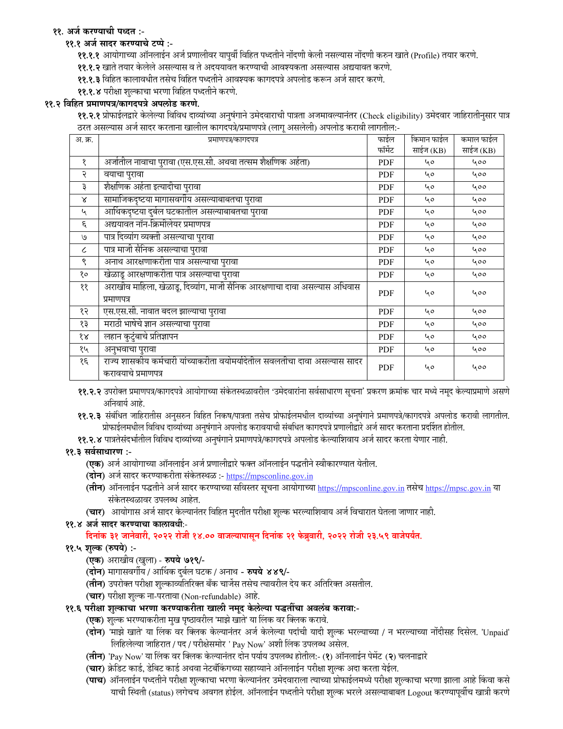**११. अर्ज करण्याची पध्दत :-**

**११.१ अर्ज सादर करण्याचे टप्पे :-**

**११.१.१** आयोगाच्या ऑनलाईन अर्ज प्रणालीवर यापुर्वी विहित पध्दतीने नोंदणी केली नसल्यास नोंदणी करुन खाते (Profile) तयार करणे.

**११.१.२** खाते तयार केलेले असल्यास व ते अदययावत करण्याची आवश्यकता असल्यास अद्ययावत करणे.

**११.१.३** विहित कालावधीत तसेच विहित पध्दतीने आवश्यक कागदपत्रे अपलोड करून अर्ज सादर करणे.

**११.१.४** परीक्षा शुल्काचा भरणा विहित पध्दतीने करणे.

**११.२ विहित प्रमाणपत्र/कागदपत्रे अपलोड करणे.**

**११.२.१** प्रोफाईलद्वारे केलेल्या विविध दाव्यांच्या अनुषंगाने उमेदवाराची पात्रता अजमावल्यानंतर (Check eligibility) उमेदवार जाहिरातीनुसार पात्र ठरत असल्यास अर्ज सादर करताना खालील कागदपत्रे/प्रमाणपत्रे (लागू असलेली) अपलोड करावी लागतील:-

| अ. क्र. | प्रमाणपत्र/कागदपत्र | फाईल फॉर्मेट | किमान फाईल साईज (KB) | कमाल फाईल साईज (KB) |
|---|---|---|---|---|
| १ | अर्जातील नावाचा पुरावा (एस.एस.सी. अथवा तत्सम शैक्षणिक अर्हता) | PDF | ५० | ५०० |
| २ | वयाचा पुरावा | PDF | ५० | ५०० |
| ३ | शैक्षणिक अर्हता इत्यादीचा पुरावा | PDF | ५० | ५०० |
| ४ | सामाजिकदृष्टया मागासवर्गीय असल्याबाबतचा पुरावा | PDF | ५० | ५०० |
| ५ | आर्थिकदृष्टया दुर्बल घटकातील असल्याबाबतचा पुरावा | PDF | ५० | ५०० |
| ६ | अद्ययावत नॉन-क्रिमीलेयर प्रमाणपत्र | PDF | ५० | ५०० |
| ७ | पात्र दिव्यांग व्यक्ती असल्याचा पुरावा | PDF | ५० | ५०० |
| ८ | पात्र माजी सैनिक असल्याचा पुरावा | PDF | ५० | ५०० |
| ९ | अनाथ आरक्षणाकरीता पात्र असल्याचा पुरावा | PDF | ५० | ५०० |
| १० | खेळाडू आरक्षणाकरीता पात्र असल्याचा पुरावा | PDF | ५० | ५०० |
| ११ | अराखीव महिला, खेळाडू, दिव्यांग, माजी सैनिक आरक्षणाचा दावा असल्यास अधिवास प्रमाणपत्र | PDF | ५० | ५०० |
| १२ | एस.एस.सी. नावात बदल झाल्याचा पुरावा | PDF | ५० | ५०० |
| १३ | मराठी भाषेचे ज्ञान असल्याचा पुरावा | PDF | ५० | ५०० |
| १४ | लहान कुटुंबाचे प्रतिज्ञापन | PDF | ५० | ५०० |
| १५ | अनुभवाचा पुरावा | PDF | ५० | ५०० |
| १६ | राज्य शासकीय कर्मचारी यांच्याकरीता वयोमर्यादेतील सवलतीचा दावा असल्यास सादर करावयाचे प्रमाणपत्र | PDF | ५० | ५०० |

**११.२.२** उपरोक्त प्रमाणपत्र/कागदपत्रे आयोगाच्या संकेतस्थळावरील 'उमेदवारांना सर्वसाधारण सूचना' प्रकरण क्रमांक चार मध्ये नमूद केल्याप्रमाणे असणे अनिवार्य आहे.

**११.२.३** संबंधित जाहिरातीस अनुसरुन विहित निकष/पात्रता तसेच प्रोफाईलमधील दाव्यांच्या अनुषंगाने प्रमाणपत्रे/कागदपत्रे अपलोड करावी लागतील. प्रोफाईलमधील विविध दाव्यांच्या अनुषंगाने अपलोड करावयाची संबंधित कागदपत्रे प्रणालीद्वारे अर्ज सादर करताना प्रदर्शित होतील.

**११.२.४** पात्रतेसंदर्भातील विविध दाव्यांच्या अनुषंगाने प्रमाणपत्र/कागदपत्रे अपलोड केल्याशिवाय अर्ज सादर करता येणार नाही.

**११.३ सर्वसाधारण :-**

**(एक)** अर्ज आयोगाच्या ऑनलाईन अर्ज प्रणालीद्वारे फक्त ऑनलाईन पद्धतीने स्वीकारण्यात येतील.

**(दोन)** अर्ज सादर करण्याकरीता संकेतस्थळ :- https://mpsconline.gov.in

**(तीन)** ऑनलाईन पद्धतीने अर्ज सादर करण्याच्या सविस्तर सूचना आयोगाच्या https://mpsconline.gov.in तसेच https://mpsc.gov.in या संकेतस्थळावर उपलब्ध आहेत.

**(चार)** आयोगास अर्ज सादर केल्यानंतर विहित मुदतीत परीक्षा शुल्क भरल्याशिवाय अर्ज विचारात घेतला जाणार नाही.

**११.४ अर्ज सादर करण्याचा कालावधी:-**

**दिनांक ३१ जानेवारी, २०२२ रोजी १४.०० वाजल्यापासून दिनांक २१ फेब्रुवारी, २०२२ रोजी २३.५९ वाजेपर्यंत.**

**११.५ शुल्क (रुपये) :-**

**(एक)** अराखीव (खुला) - **रुपये ७१९/-**

**(दोन)** मागासवर्गीय / आर्थिक दुर्बल घटक / अनाथ - **रुपये ४४९/-**

**(तीन)** उपरोक्त परीक्षा शुल्काव्यतिरिक्त बँक चार्जेस तसेच त्यावरील देय कर अतिरिक्त असतील.

**(चार)** परीक्षा शुल्क ना-परतावा (Non-refundable) आहे.

**११.६ परीक्षा शुल्काचा भरणा करण्याकरीता खाली नमूद केलेल्या पद्धतींचा अवलंब करावा:-**

**(एक)** शुल्क भरण्याकरीता मुख पृष्ठावरील 'माझे खाते' या लिंक वर क्लिक करावे.

**(दोन)** 'माझे खाते' या लिंक वर क्लिक केल्यानंतर अर्ज केलेल्या पदांची यादी शुल्क भरल्याच्या / न भरल्याच्या नोंदीसह दिसेल. 'Unpaid' लिहिलेल्या जाहिरात / पद / परीक्षेसमोर ' Pay Now' अशी लिंक उपलब्ध असेल.

**(तीन)** 'Pay Now' या लिंक वर क्लिक केल्यानंतर दोन पर्याय उपलब्ध होतील:- (**१**) ऑनलाईन पेमेंट (**२**) चलनाद्वारे

**(चार)** क्रेडिट कार्ड, डेबिट कार्ड अथवा नेटबँकिंगच्या सहाय्याने ऑनलाईन परीक्षा शुल्क अदा करता येईल.

**(पाच)** ऑनलाईन पध्दतीने परीक्षा शुल्काचा भरणा केल्यानंतर उमेदवाराला त्याच्या प्रोफाईलमध्ये परीक्षा शुल्काचा भरणा झाला आहे किंवा कसे याची स्थिती (status) लगेचच अवगत होईल. ऑनलाईन पध्दतीने परीक्षा शुल्क भरले असल्याबाबत Logout करण्यापूर्वीच खात्री करणे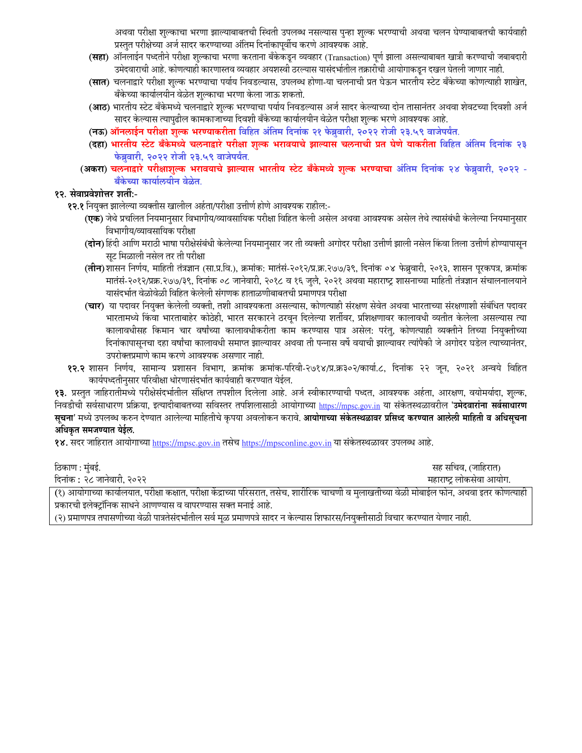अथवा परीक्षा शुल्काचा भरणा झाल्याबाबतची स्थिती उपलब्ध नसल्यास पुन्हा शुल्क भरण्याची अथवा चलन घेण्याबाबतची कार्यवाही प्रस्तुत परीक्षेच्या अर्ज सादर करण्याच्या अंतिम दिनांकापूर्वीच करणे आवश्यक आहे.

**(सहा)** ऑनलाईन पध्दतीने परीक्षा शुल्काचा भरणा करताना बँकेकडून व्यवहार (Transaction) पूर्ण झाला असल्याबाबत खात्री करण्याची जबाबदारी उमेदवाराची आहे. कोणत्याही कारणास्तव व्यवहार अयशस्वी ठरल्यास यासंदर्भातील तक्रारीची आयोगाकडून दखल घेतली जाणार नाही.

**(सात)** चलनाद्वारे परीक्षा शुल्क भरण्याचा पर्याय निवडल्यास, उपलब्ध होणा-या चलनाची प्रत घेऊन भारतीय स्टेट बँकेच्या कोणत्याही शाखेत, बँकेच्या कार्यालयीन वेळेत शुल्काचा भरणा केला जाऊ शकतो.

**(आठ)** भारतीय स्टेट बँकेमध्ये चलनाद्वारे शुल्क भरण्याचा पर्याय निवडल्यास अर्ज सादर केल्याच्या दोन तासानंतर अथवा शेवटच्या दिवशी अर्ज सादर केल्यास त्यापुढील कामकाजाच्या दिवशी बँकेच्या कार्यालयीन वेळेत परीक्षा शुल्क भरणे आवश्यक आहे.

**(नऊ)** **ऑनलाईन परीक्षा शुल्क भरण्याकरीता विहित अंतिम दिनांक २१ फेब्रुवारी, २०२२ रोजी २३.५९ वाजेपर्यंत.**

**(दहा)** **भारतीय स्टेट बँकेमध्ये चलनाद्वारे परीक्षा शुल्क भरावयाचे झाल्यास चलनाची प्रत घेणे याकरीता विहित अंतिम दिनांक २३ फेब्रुवारी, २०२२ रोजी २३.५९ वाजेपर्यंत.**

**(अकरा)** **चलनाद्वारे परीक्षाशुल्क भरावयाचे झाल्यास भारतीय स्टेट बँकेमध्ये शुल्क भरण्याचा अंतिम दिनांक २४ फेब्रुवारी, २०२२ - बँकेच्या कार्यालयीन वेळेत.**

**१२. सेवाप्रवेशोत्तर शर्ती:-**

**१२.१** नियुक्त झालेल्या व्यक्तीस खालील अर्हता/परीक्षा उत्तीर्ण होणे आवश्यक राहील:-

**(एक)** जेथे प्रचलित नियमानुसार विभागीय/व्यावसायिक परीक्षा विहित केली असेल अथवा आवश्यक असेल तेथे त्यासंबंधी केलेल्या नियमानुसार विभागीय/व्यावसायिक परीक्षा

**(दोन)** हिंदी आणि मराठी भाषा परीक्षेसंबंधी केलेल्या नियमानुसार जर ती व्यक्ती अगोदर परीक्षा उत्तीर्ण झाली नसेल किंवा तिला उत्तीर्ण होण्यापासून सूट मिळाली नसेल तर ती परीक्षा

**(तीन)** शासन निर्णय, माहिती तंत्रज्ञान (सा.प्र.वि.), क्रमांक: मातंसं-२०१२/प्र.क्र.२७७/३९, दिनांक ०४ फेब्रुवारी, २०१३, शासन पूरकपत्र, क्रमांक मातंसं-२०१२/प्रक्र.२७७/३९, दिनांक ०८ जानेवारी, २०१८ व १६ जुलै, २०२१ अथवा महाराष्ट्र शासनाच्या माहिती तंत्रज्ञान संचालनालयाने यासंदर्भात वेळोवेळी विहित केलेली संगणक हाताळणीबाबतची प्रमाणपत्र परीक्षा

**(चार)** या पदावर नियुक्त केलेली व्यक्ती, तशी आवश्यकता असल्यास, कोणत्याही संरक्षण सेवेत अथवा भारताच्या संरक्षणाशी संबंधित पदावर भारतामध्ये किंवा भारताबाहेर कोठेही, भारत सरकारने ठरवून दिलेल्या शर्तीवर, प्रशिक्षणावर कालावधी व्यतीत केलेला असल्यास त्या कालावधीसह किमान चार वर्षांच्या कालावधीकरीता काम करण्यास पात्र असेल: परंतु, कोणत्याही व्यक्तीने तिच्या नियुक्तीच्या दिनांकापासूनचा दहा वर्षांचा कालावधी समाप्त झाल्यावर अथवा ती पन्नास वर्षे वयाची झाल्यावर त्यांपैकी जे अगोदर घडेल त्याच्यानंतर, उपरोक्तप्रमाणे काम करणे आवश्यक असणार नाही.

**१२.२** शासन निर्णय, सामान्य प्रशासन विभाग, क्रमांक क्रमांक-परिवी-२७१४/प्र.क्र३०२/कार्या.८, दिनांक २२ जून, २०२१ अन्वये विहित कार्यपध्दतीनुसार परिवीक्षा धोरणासंदर्भात कार्यवाही करण्यात येईल.

**१३.** प्रस्तुत जाहिरातीमध्ये परीक्षेसंदर्भातील संक्षिप्त तपशील दिलेला आहे. अर्ज स्वीकारण्याची पध्दत, आवश्यक अर्हता, आरक्षण, वयोमर्यादा, शुल्क, निवडीची सर्वसाधारण प्रक्रिया, इत्यादीबाबतच्या सविस्तर तपशिलासाठी आयोगाच्या https://mpsc.gov.in या संकेतस्थळावरील '**उमेदवारांना सर्वसाधारण सूचना**' मध्ये उपलब्ध करुन देण्यात आलेल्या माहितीचे कृपया अवलोकन करावे. **आयोगाच्या संकेतस्थळावर प्रसिध्द करण्यात आलेली माहिती व अधिसूचना अधिकृत समजण्यात येईल.**

**१४.** सदर जाहिरात आयोगाच्या https://mpsc.gov.in तसेच https://mpsconline.gov.in या संकेतस्थळावर उपलब्ध आहे.

ठिकाण : मुंबई.
दिनांक : २८ जानेवारी, २०२२

सह सचिव, (जाहिरात)
महाराष्ट्र लोकसेवा आयोग.

(१) आयोगाच्या कार्यालयात, परीक्षा कक्षात, परीक्षा केंद्राच्या परिसरात, तसेच, शारीरिक चाचणी व मुलाखतीच्या वेळी मोबाईल फोन, अथवा इतर कोणत्याही प्रकारची इलेक्ट्रॉनिक साधने आणण्यास व वापरण्यास सक्त मनाई आहे.

(२) प्रमाणपत्र तपासणीच्या वेळी पात्रतेसंदर्भातील सर्व मूळ प्रमाणपत्रे सादर न केल्यास शिफारस/नियुक्तीसाठी विचार करण्यात येणार नाही.